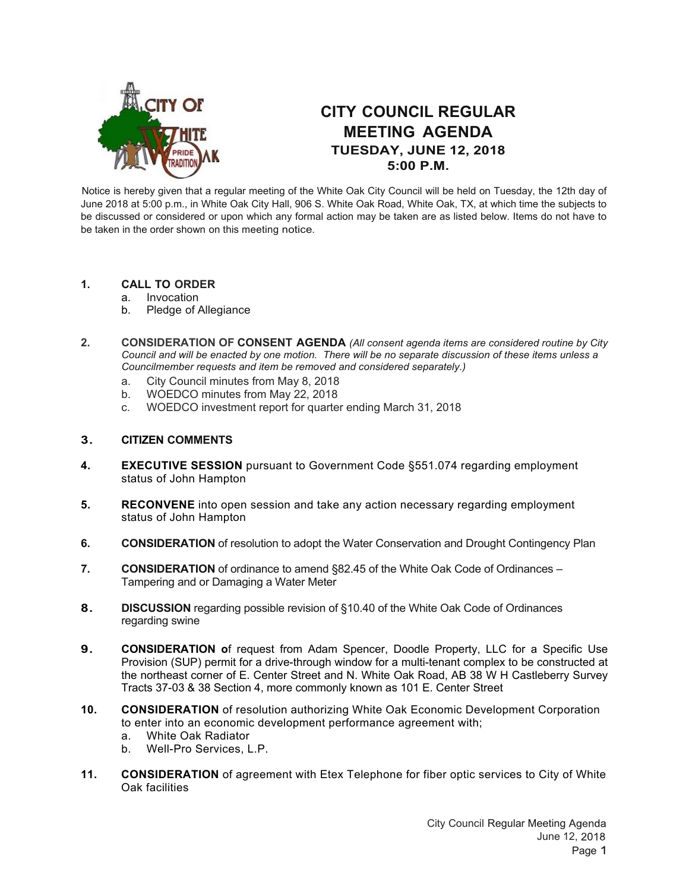# CITY COUNCIL REGULAR MEETING AGENDA

### TUESDAY, JUNE 12, 2018
### 5:00 P.M.

Notice is hereby given that a regular meeting of the White Oak City Council will be held on Tuesday, the 12th day of June 2018 at 5:00 p.m., in White Oak City Hall, 906 S. White Oak Road, White Oak, TX, at which time the subjects to be discussed or considered or upon which any formal action may be taken are as listed below. Items do not have to be taken in the order shown on this meeting notice.

1. **CALL TO ORDER**
   a. Invocation
   b. Pledge of Allegiance

2. **CONSIDERATION OF CONSENT AGENDA** *(All consent agenda items are considered routine by City Council and will be enacted by one motion. There will be no separate discussion of these items unless a Councilmember requests and item be removed and considered separately.)*
   a. City Council minutes from May 8, 2018
   b. WOEDCO minutes from May 22, 2018
   c. WOEDCO investment report for quarter ending March 31, 2018

3. **CITIZEN COMMENTS**

4. **EXECUTIVE SESSION** pursuant to Government Code §551.074 regarding employment status of John Hampton

5. **RECONVENE** into open session and take any action necessary regarding employment status of John Hampton

6. **CONSIDERATION** of resolution to adopt the Water Conservation and Drought Contingency Plan

7. **CONSIDERATION** of ordinance to amend §82.45 of the White Oak Code of Ordinances – Tampering and or Damaging a Water Meter

8. **DISCUSSION** regarding possible revision of §10.40 of the White Oak Code of Ordinances regarding swine

9. **CONSIDERATION o**f request from Adam Spencer, Doodle Property, LLC for a Specific Use Provision (SUP) permit for a drive-through window for a multi-tenant complex to be constructed at the northeast corner of E. Center Street and N. White Oak Road, AB 38 W H Castleberry Survey Tracts 37-03 & 38 Section 4, more commonly known as 101 E. Center Street

10. **CONSIDERATION** of resolution authorizing White Oak Economic Development Corporation to enter into an economic development performance agreement with;
    a. White Oak Radiator
    b. Well-Pro Services, L.P.

11. **CONSIDERATION** of agreement with Etex Telephone for fiber optic services to City of White Oak facilities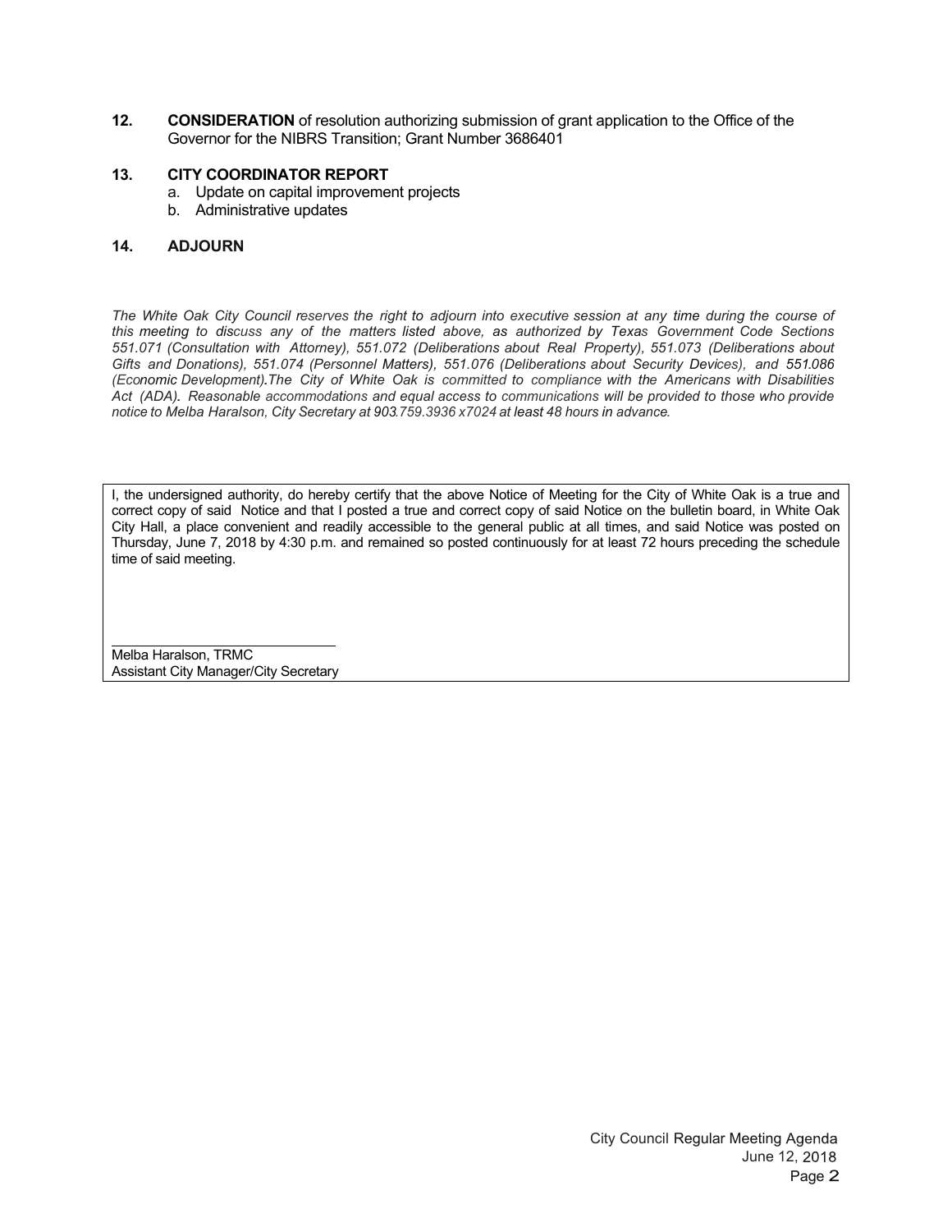**12.** **CONSIDERATION** of resolution authorizing submission of grant application to the Office of the Governor for the NIBRS Transition; Grant Number 3686401

**13.** **CITY COORDINATOR REPORT**

a. Update on capital improvement projects
b. Administrative updates

**14.** **ADJOURN**

*The White Oak City Council reserves the right to adjourn into executive session at any time during the course of this meeting to discuss any of the matters listed above, as authorized by Texas Government Code Sections 551.071 (Consultation with Attorney), 551.072 (Deliberations about Real Property), 551.073 (Deliberations about Gifts and Donations), 551.074 (Personnel Matters), 551.076 (Deliberations about Security Devices), and 551.086 (Economic Development).The City of White Oak is committed to compliance with the Americans with Disabilities Act (ADA). Reasonable accommodations and equal access to communications will be provided to those who provide notice to Melba Haralson, City Secretary at 903.759.3936 x7024 at least 48 hours in advance.*

I, the undersigned authority, do hereby certify that the above Notice of Meeting for the City of White Oak is a true and correct copy of said Notice and that I posted a true and correct copy of said Notice on the bulletin board, in White Oak City Hall, a place convenient and readily accessible to the general public at all times, and said Notice was posted on Thursday, June 7, 2018 by 4:30 p.m. and remained so posted continuously for at least 72 hours preceding the schedule time of said meeting.

Melba Haralson, TRMC
Assistant City Manager/City Secretary